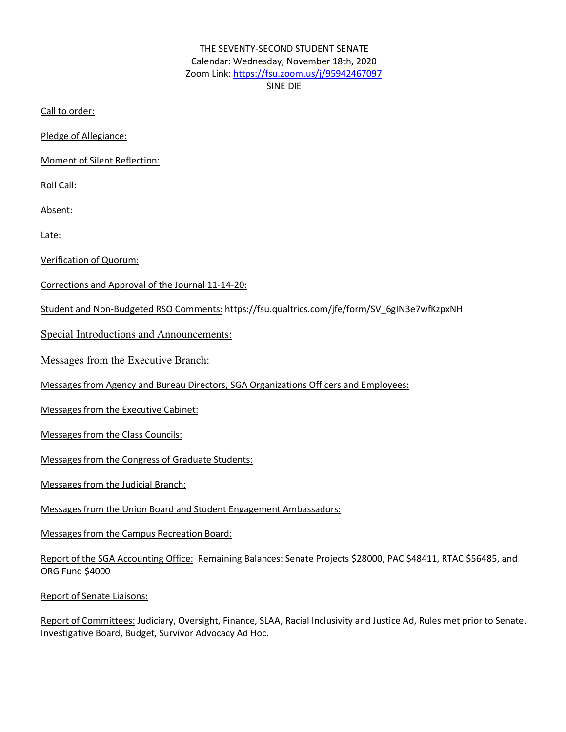THE SEVENTY-SECOND STUDENT SENATE
Calendar: Wednesday, November 18th, 2020
Zoom Link: https://fsu.zoom.us/j/95942467097
SINE DIE

Call to order:

Pledge of Allegiance:

Moment of Silent Reflection:

Roll Call:

Absent:

Late:

Verification of Quorum:

Corrections and Approval of the Journal 11-14-20:

Student and Non-Budgeted RSO Comments: https://fsu.qualtrics.com/jfe/form/SV_6gIN3e7wfKzpxNH

Special Introductions and Announcements:

Messages from the Executive Branch:

Messages from Agency and Bureau Directors, SGA Organizations Officers and Employees:

Messages from the Executive Cabinet:

Messages from the Class Councils:

Messages from the Congress of Graduate Students:

Messages from the Judicial Branch:

Messages from the Union Board and Student Engagement Ambassadors:

Messages from the Campus Recreation Board:

Report of the SGA Accounting Office: Remaining Balances: Senate Projects $28000, PAC $48411, RTAC $56485, and ORG Fund $4000

Report of Senate Liaisons:

Report of Committees: Judiciary, Oversight, Finance, SLAA, Racial Inclusivity and Justice Ad, Rules met prior to Senate. Investigative Board, Budget, Survivor Advocacy Ad Hoc.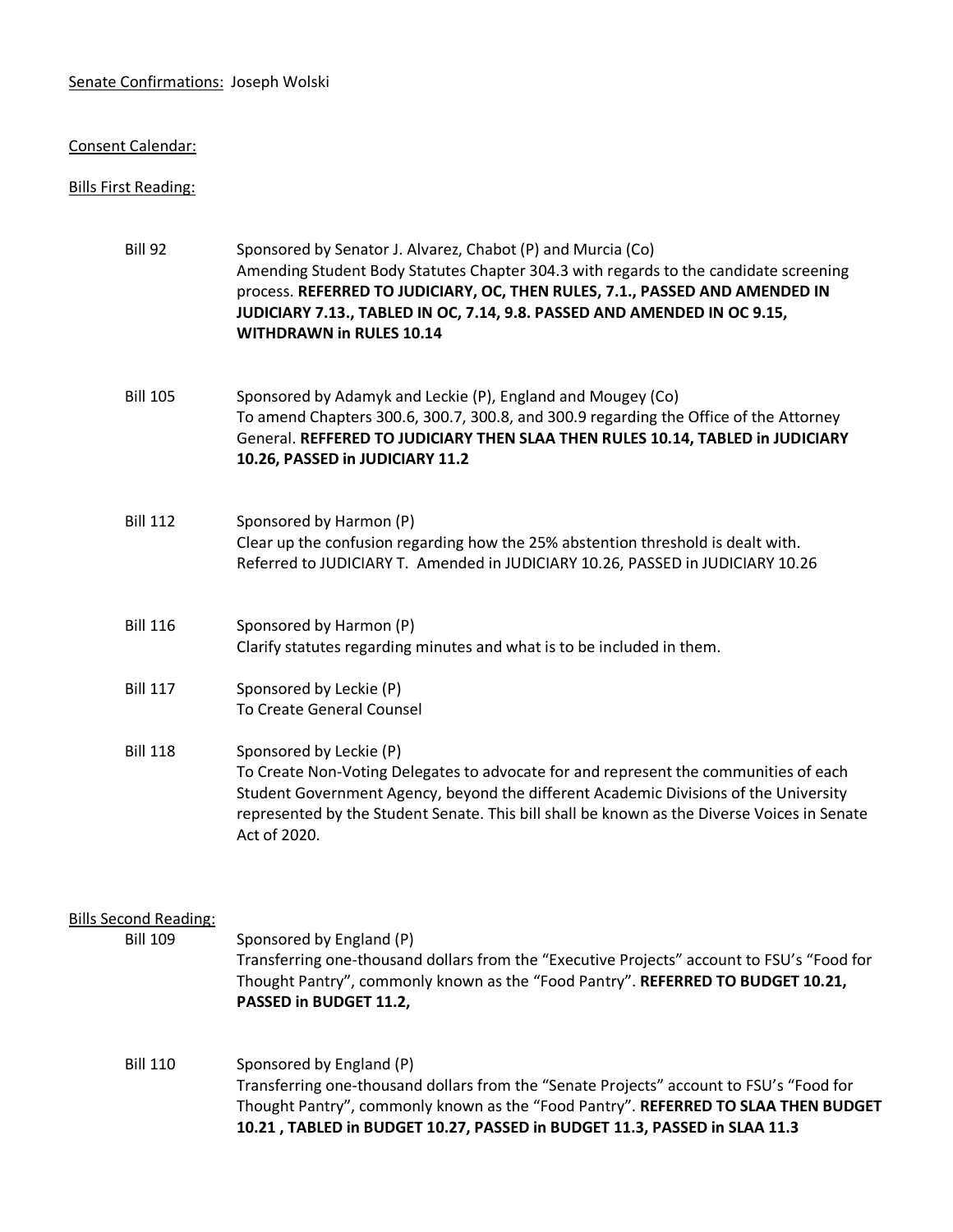Senate Confirmations: Joseph Wolski

Consent Calendar:

Bills First Reading:

Bill 92 — Sponsored by Senator J. Alvarez, Chabot (P) and Murcia (Co)
Amending Student Body Statutes Chapter 304.3 with regards to the candidate screening process. **REFERRED TO JUDICIARY, OC, THEN RULES, 7.1., PASSED AND AMENDED IN JUDICIARY 7.13., TABLED IN OC, 7.14, 9.8. PASSED AND AMENDED IN OC 9.15, WITHDRAWN in RULES 10.14**

Bill 105 — Sponsored by Adamyk and Leckie (P), England and Mougey (Co)
To amend Chapters 300.6, 300.7, 300.8, and 300.9 regarding the Office of the Attorney General. **REFFERED TO JUDICIARY THEN SLAA THEN RULES 10.14, TABLED in JUDICIARY 10.26, PASSED in JUDICIARY 11.2**

Bill 112 — Sponsored by Harmon (P)
Clear up the confusion regarding how the 25% abstention threshold is dealt with. Referred to JUDICIARY T. Amended in JUDICIARY 10.26, PASSED in JUDICIARY 10.26

Bill 116 — Sponsored by Harmon (P)
Clarify statutes regarding minutes and what is to be included in them.

Bill 117 — Sponsored by Leckie (P)
To Create General Counsel

Bill 118 — Sponsored by Leckie (P)
To Create Non-Voting Delegates to advocate for and represent the communities of each Student Government Agency, beyond the different Academic Divisions of the University represented by the Student Senate. This bill shall be known as the Diverse Voices in Senate Act of 2020.

Bills Second Reading:

Bill 109 — Sponsored by England (P)
Transferring one-thousand dollars from the "Executive Projects" account to FSU's "Food for Thought Pantry", commonly known as the "Food Pantry". **REFERRED TO BUDGET 10.21, PASSED in BUDGET 11.2,**

Bill 110 — Sponsored by England (P)
Transferring one-thousand dollars from the "Senate Projects" account to FSU's "Food for Thought Pantry", commonly known as the "Food Pantry". **REFERRED TO SLAA THEN BUDGET 10.21 , TABLED in BUDGET 10.27, PASSED in BUDGET 11.3, PASSED in SLAA 11.3**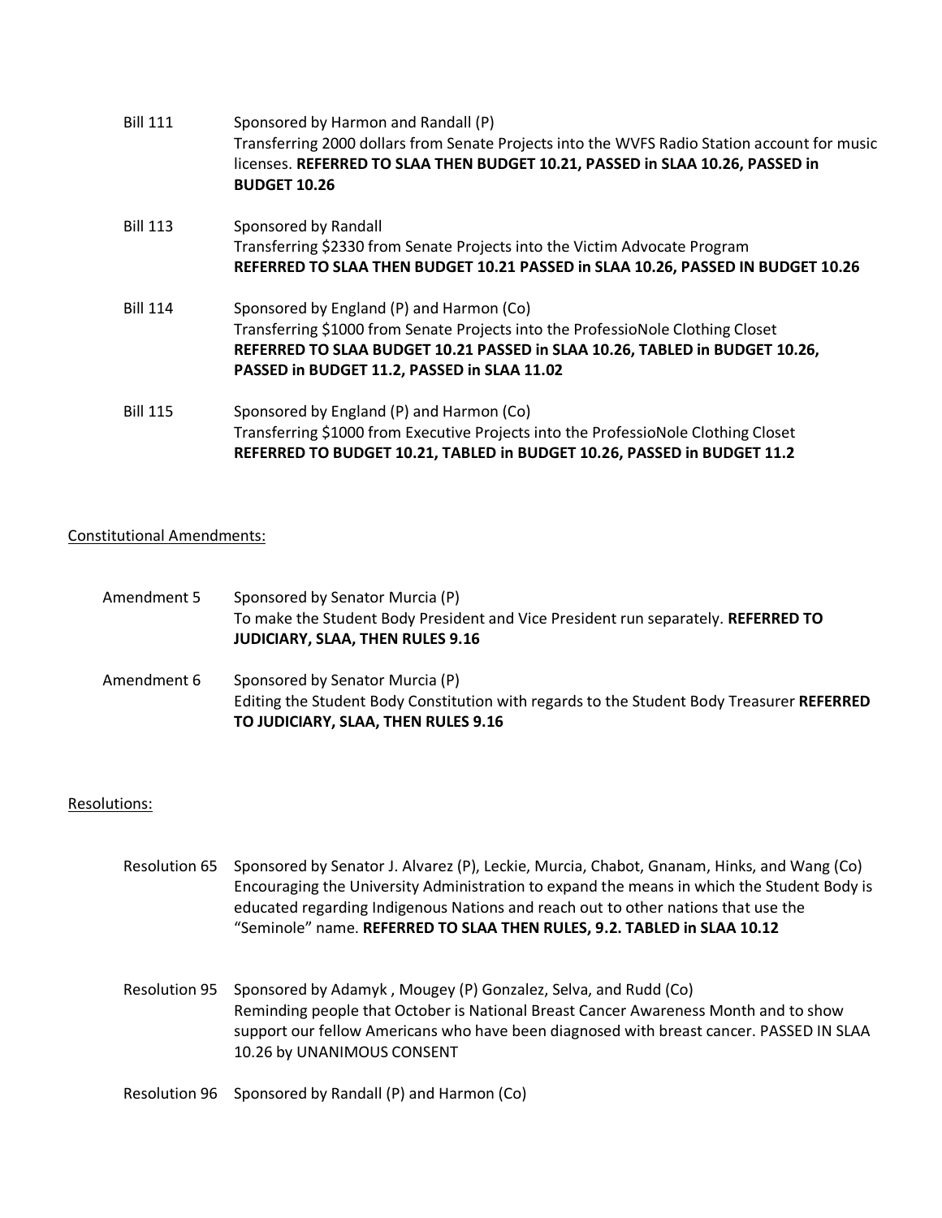Bill 111 Sponsored by Harmon and Randall (P)
Transferring 2000 dollars from Senate Projects into the WVFS Radio Station account for music licenses. **REFERRED TO SLAA THEN BUDGET 10.21, PASSED in SLAA 10.26, PASSED in BUDGET 10.26**

Bill 113 Sponsored by Randall
Transferring $2330 from Senate Projects into the Victim Advocate Program
**REFERRED TO SLAA THEN BUDGET 10.21 PASSED in SLAA 10.26, PASSED IN BUDGET 10.26**

Bill 114 Sponsored by England (P) and Harmon (Co)
Transferring $1000 from Senate Projects into the ProfessioNole Clothing Closet
**REFERRED TO SLAA BUDGET 10.21 PASSED in SLAA 10.26, TABLED in BUDGET 10.26, PASSED in BUDGET 11.2, PASSED in SLAA 11.02**

Bill 115 Sponsored by England (P) and Harmon (Co)
Transferring $1000 from Executive Projects into the ProfessioNole Clothing Closet
**REFERRED TO BUDGET 10.21, TABLED in BUDGET 10.26, PASSED in BUDGET 11.2**

Constitutional Amendments:

Amendment 5 Sponsored by Senator Murcia (P)
To make the Student Body President and Vice President run separately. **REFERRED TO JUDICIARY, SLAA, THEN RULES 9.16**

Amendment 6 Sponsored by Senator Murcia (P)
Editing the Student Body Constitution with regards to the Student Body Treasurer **REFERRED TO JUDICIARY, SLAA, THEN RULES 9.16**

Resolutions:

Resolution 65 Sponsored by Senator J. Alvarez (P), Leckie, Murcia, Chabot, Gnanam, Hinks, and Wang (Co)
Encouraging the University Administration to expand the means in which the Student Body is educated regarding Indigenous Nations and reach out to other nations that use the "Seminole" name. **REFERRED TO SLAA THEN RULES, 9.2. TABLED in SLAA 10.12**

Resolution 95 Sponsored by Adamyk , Mougey (P) Gonzalez, Selva, and Rudd (Co)
Reminding people that October is National Breast Cancer Awareness Month and to show support our fellow Americans who have been diagnosed with breast cancer. PASSED IN SLAA 10.26 by UNANIMOUS CONSENT

Resolution 96 Sponsored by Randall (P) and Harmon (Co)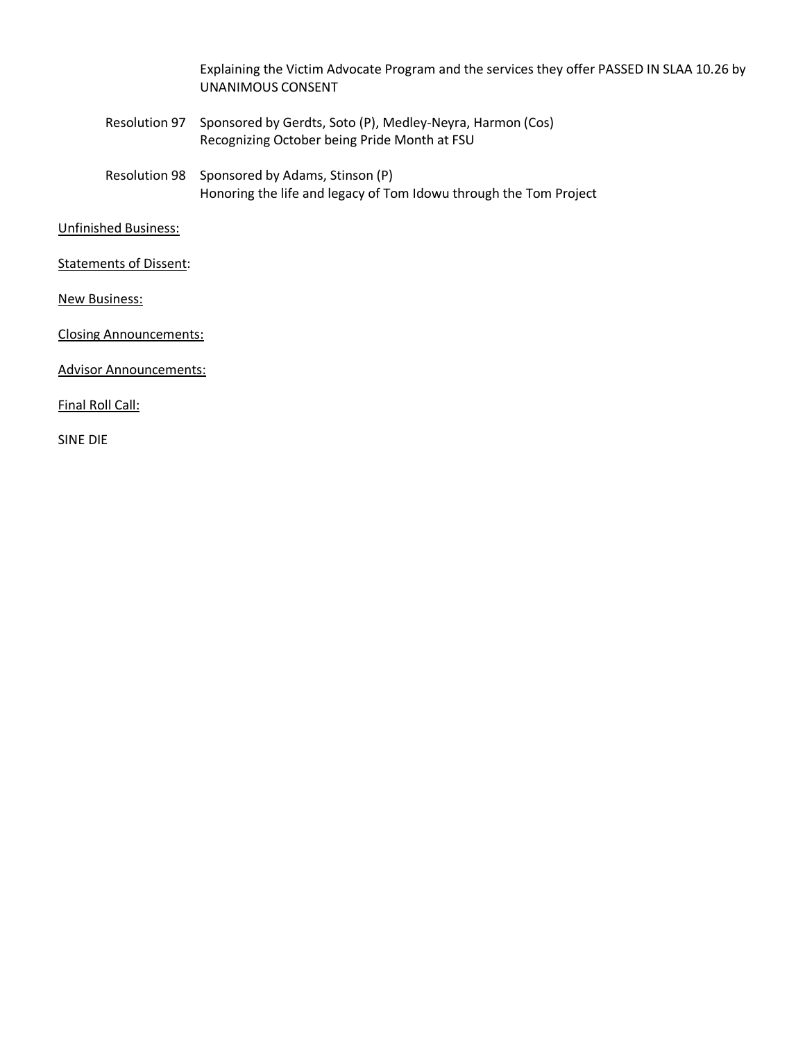Explaining the Victim Advocate Program and the services they offer PASSED IN SLAA 10.26 by UNANIMOUS CONSENT

Resolution 97 Sponsored by Gerdts, Soto (P), Medley-Neyra, Harmon (Cos)
Recognizing October being Pride Month at FSU

Resolution 98 Sponsored by Adams, Stinson (P)
Honoring the life and legacy of Tom Idowu through the Tom Project

<u>Unfinished Business:</u>

<u>Statements of Dissent</u>:

<u>New Business:</u>

<u>Closing Announcements:</u>

<u>Advisor Announcements:</u>

<u>Final Roll Call:</u>

SINE DIE